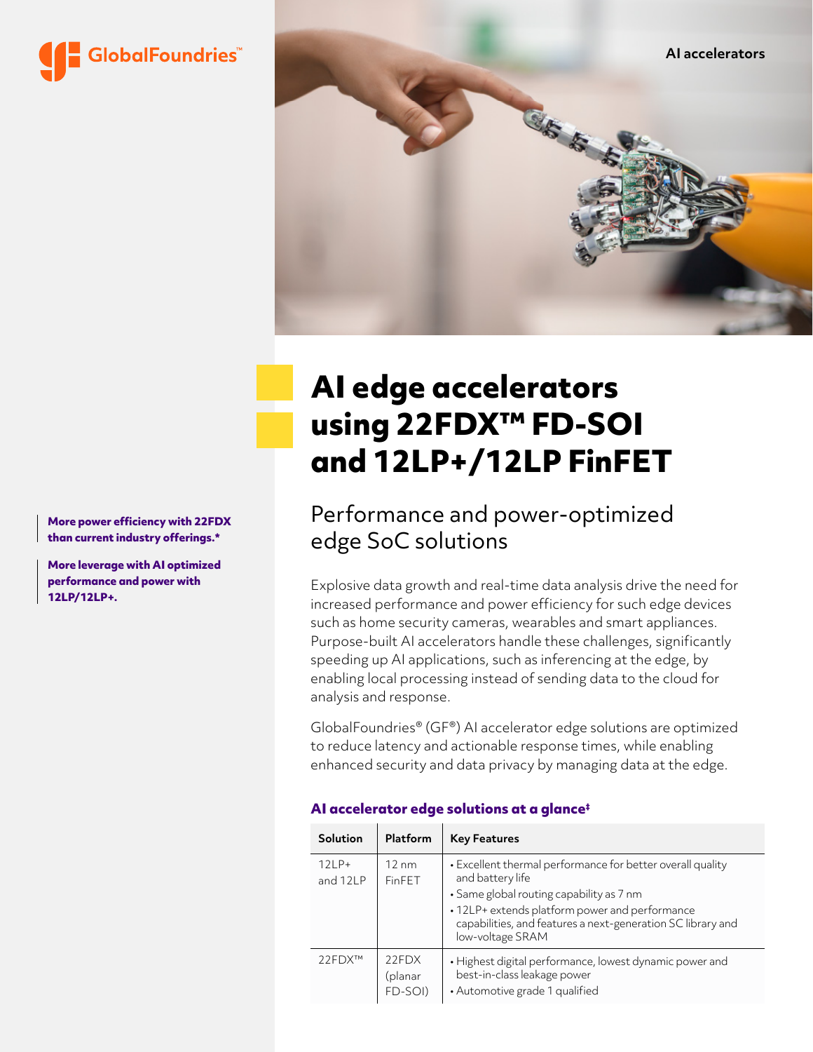GlobalFoundries™

AI accelerators

# AI edge accelerators using 22FDX™ FD-SOI and 12LP+/12LP FinFET

## Performance and power-optimized edge SoC solutions

**More power efficiency with 22FDX than current industry offerings.***

**More leverage with AI optimized performance and power with 12LP/12LP+.**

Explosive data growth and real-time data analysis drive the need for increased performance and power efficiency for such edge devices such as home security cameras, wearables and smart appliances. Purpose-built AI accelerators handle these challenges, significantly speeding up AI applications, such as inferencing at the edge, by enabling local processing instead of sending data to the cloud for analysis and response.

GlobalFoundries® (GF®) AI accelerator edge solutions are optimized to reduce latency and actionable response times, while enabling enhanced security and data privacy by managing data at the edge.

### AI accelerator edge solutions at a glance‡

| Solution | Platform | Key Features |
|---|---|---|
| 12LP+ and 12LP | 12 nm FinFET | • Excellent thermal performance for better overall quality and battery life<br>• Same global routing capability as 7 nm<br>• 12LP+ extends platform power and performance capabilities, and features a next-generation SC library and low-voltage SRAM |
| 22FDX™ | 22FDX (planar FD-SOI) | • Highest digital performance, lowest dynamic power and best-in-class leakage power<br>• Automotive grade 1 qualified |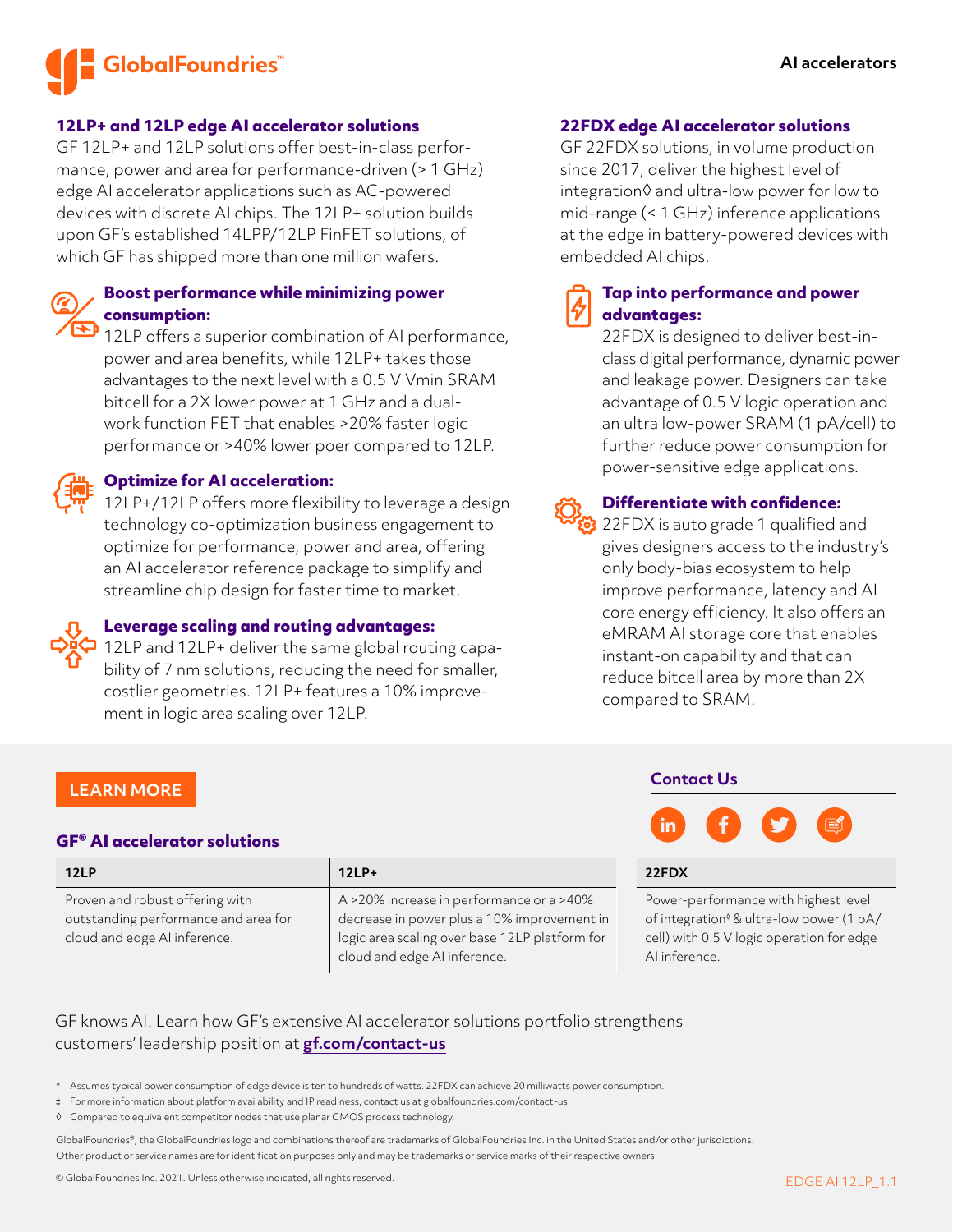## 12LP+ and 12LP edge AI accelerator solutions

GF 12LP+ and 12LP solutions offer best-in-class performance, power and area for performance-driven (> 1 GHz) edge AI accelerator applications such as AC-powered devices with discrete AI chips. The 12LP+ solution builds upon GF's established 14LPP/12LP FinFET solutions, of which GF has shipped more than one million wafers.

### Boost performance while minimizing power consumption:

12LP offers a superior combination of AI performance, power and area benefits, while 12LP+ takes those advantages to the next level with a 0.5 V Vmin SRAM bitcell for a 2X lower power at 1 GHz and a dual-work function FET that enables >20% faster logic performance or >40% lower poer compared to 12LP.

### Optimize for AI acceleration:

12LP+/12LP offers more flexibility to leverage a design technology co-optimization business engagement to optimize for performance, power and area, offering an AI accelerator reference package to simplify and streamline chip design for faster time to market.

### Leverage scaling and routing advantages:

12LP and 12LP+ deliver the same global routing capability of 7 nm solutions, reducing the need for smaller, costlier geometries. 12LP+ features a 10% improvement in logic area scaling over 12LP.

## 22FDX edge AI accelerator solutions

GF 22FDX solutions, in volume production since 2017, deliver the highest level of integration◊ and ultra-low power for low to mid-range (≤ 1 GHz) inference applications at the edge in battery-powered devices with embedded AI chips.

### Tap into performance and power advantages:

22FDX is designed to deliver best-in-class digital performance, dynamic power and leakage power. Designers can take advantage of 0.5 V logic operation and an ultra low-power SRAM (1 pA/cell) to further reduce power consumption for power-sensitive edge applications.

### Differentiate with confidence:

22FDX is auto grade 1 qualified and gives designers access to the industry's only body-bias ecosystem to help improve performance, latency and AI core energy efficiency. It also offers an eMRAM AI storage core that enables instant-on capability and that can reduce bitcell area by more than 2X compared to SRAM.

LEARN MORE

Contact Us

### GF® AI accelerator solutions

| 12LP | 12LP+ | 22FDX |
|---|---|---|
| Proven and robust offering with outstanding performance and area for cloud and edge AI inference. | A >20% increase in performance or a >40% decrease in power plus a 10% improvement in logic area scaling over base 12LP platform for cloud and edge AI inference. | Power-performance with highest level of integration◊ & ultra-low power (1 pA/cell) with 0.5 V logic operation for edge AI inference. |

GF knows AI. Learn how GF's extensive AI accelerator solutions portfolio strengthens customers' leadership position at **gf.com/contact-us**

\* Assumes typical power consumption of edge device is ten to hundreds of watts. 22FDX can achieve 20 milliwatts power consumption.

‡ For more information about platform availability and IP readiness, contact us at globalfoundries.com/contact-us.

◊ Compared to equivalent competitor nodes that use planar CMOS process technology.

GlobalFoundries®, the GlobalFoundries logo and combinations thereof are trademarks of GlobalFoundries Inc. in the United States and/or other jurisdictions. Other product or service names are for identification purposes only and may be trademarks or service marks of their respective owners.

© GlobalFoundries Inc. 2021. Unless otherwise indicated, all rights reserved.

EDGE AI 12LP_1.1